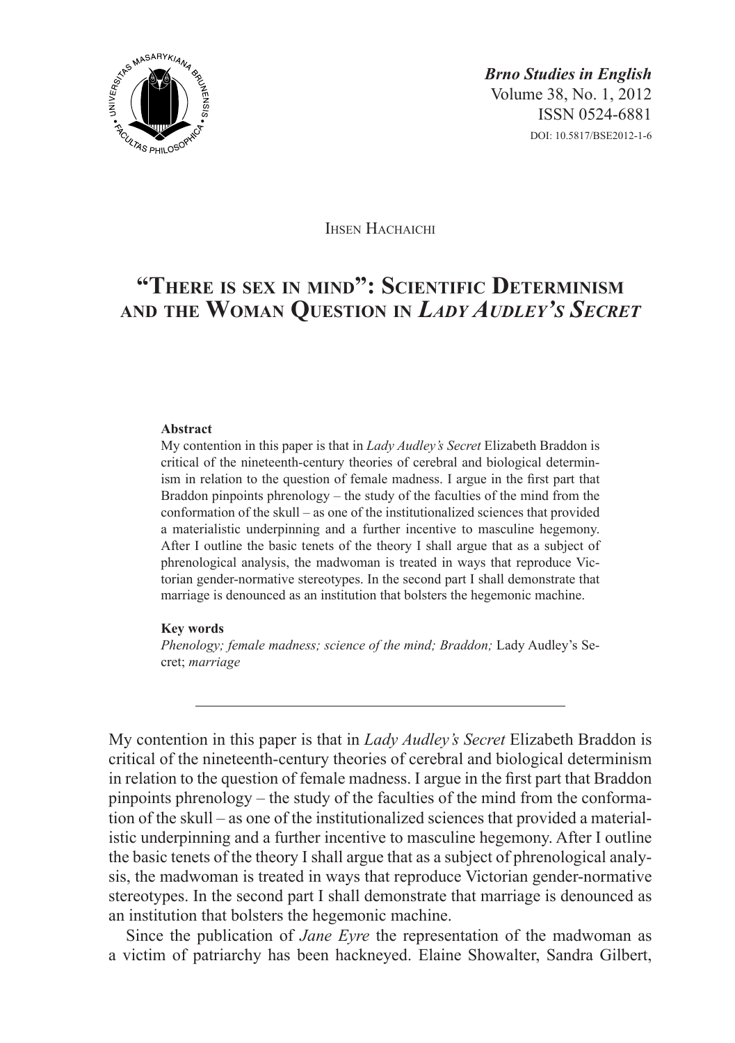*Brno Studies in English*
Volume 38, No. 1, 2012
ISSN 0524-6881
DOI: 10.5817/BSE2012-1-6

Ihsen Hachaichi

# "There is sex in mind": Scientific Determinism and the Woman Question in *Lady Audley's Secret*

**Abstract**

My contention in this paper is that in *Lady Audley's Secret* Elizabeth Braddon is critical of the nineteenth-century theories of cerebral and biological determinism in relation to the question of female madness. I argue in the first part that Braddon pinpoints phrenology – the study of the faculties of the mind from the conformation of the skull – as one of the institutionalized sciences that provided a materialistic underpinning and a further incentive to masculine hegemony. After I outline the basic tenets of the theory I shall argue that as a subject of phrenological analysis, the madwoman is treated in ways that reproduce Victorian gender-normative stereotypes. In the second part I shall demonstrate that marriage is denounced as an institution that bolsters the hegemonic machine.

**Key words**

*Phenology; female madness; science of the mind; Braddon;* Lady Audley's Secret; *marriage*

---

My contention in this paper is that in *Lady Audley's Secret* Elizabeth Braddon is critical of the nineteenth-century theories of cerebral and biological determinism in relation to the question of female madness. I argue in the first part that Braddon pinpoints phrenology – the study of the faculties of the mind from the conformation of the skull – as one of the institutionalized sciences that provided a materialistic underpinning and a further incentive to masculine hegemony. After I outline the basic tenets of the theory I shall argue that as a subject of phrenological analysis, the madwoman is treated in ways that reproduce Victorian gender-normative stereotypes. In the second part I shall demonstrate that marriage is denounced as an institution that bolsters the hegemonic machine.

Since the publication of *Jane Eyre* the representation of the madwoman as a victim of patriarchy has been hackneyed. Elaine Showalter, Sandra Gilbert,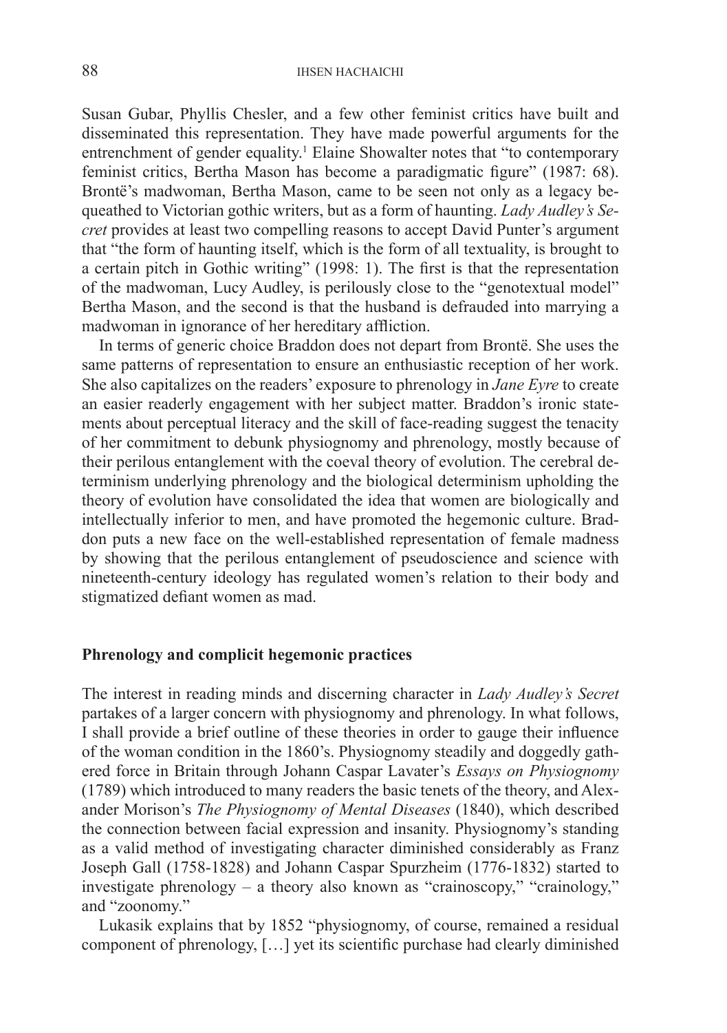Susan Gubar, Phyllis Chesler, and a few other feminist critics have built and disseminated this representation. They have made powerful arguments for the entrenchment of gender equality.[1] Elaine Showalter notes that "to contemporary feminist critics, Bertha Mason has become a paradigmatic figure" (1987: 68). Brontë's madwoman, Bertha Mason, came to be seen not only as a legacy bequeathed to Victorian gothic writers, but as a form of haunting. *Lady Audley's Secret* provides at least two compelling reasons to accept David Punter's argument that "the form of haunting itself, which is the form of all textuality, is brought to a certain pitch in Gothic writing" (1998: 1). The first is that the representation of the madwoman, Lucy Audley, is perilously close to the "genotextual model" Bertha Mason, and the second is that the husband is defrauded into marrying a madwoman in ignorance of her hereditary affliction.

In terms of generic choice Braddon does not depart from Brontë. She uses the same patterns of representation to ensure an enthusiastic reception of her work. She also capitalizes on the readers' exposure to phrenology in *Jane Eyre* to create an easier readerly engagement with her subject matter. Braddon's ironic statements about perceptual literacy and the skill of face-reading suggest the tenacity of her commitment to debunk physiognomy and phrenology, mostly because of their perilous entanglement with the coeval theory of evolution. The cerebral determinism underlying phrenology and the biological determinism upholding the theory of evolution have consolidated the idea that women are biologically and intellectually inferior to men, and have promoted the hegemonic culture. Braddon puts a new face on the well-established representation of female madness by showing that the perilous entanglement of pseudoscience and science with nineteenth-century ideology has regulated women's relation to their body and stigmatized defiant women as mad.

## Phrenology and complicit hegemonic practices

The interest in reading minds and discerning character in *Lady Audley's Secret* partakes of a larger concern with physiognomy and phrenology. In what follows, I shall provide a brief outline of these theories in order to gauge their influence of the woman condition in the 1860's. Physiognomy steadily and doggedly gathered force in Britain through Johann Caspar Lavater's *Essays on Physiognomy* (1789) which introduced to many readers the basic tenets of the theory, and Alexander Morison's *The Physiognomy of Mental Diseases* (1840), which described the connection between facial expression and insanity. Physiognomy's standing as a valid method of investigating character diminished considerably as Franz Joseph Gall (1758-1828) and Johann Caspar Spurzheim (1776-1832) started to investigate phrenology – a theory also known as "crainoscopy," "crainology," and "zoonomy."

Lukasik explains that by 1852 "physiognomy, of course, remained a residual component of phrenology, […] yet its scientific purchase had clearly diminished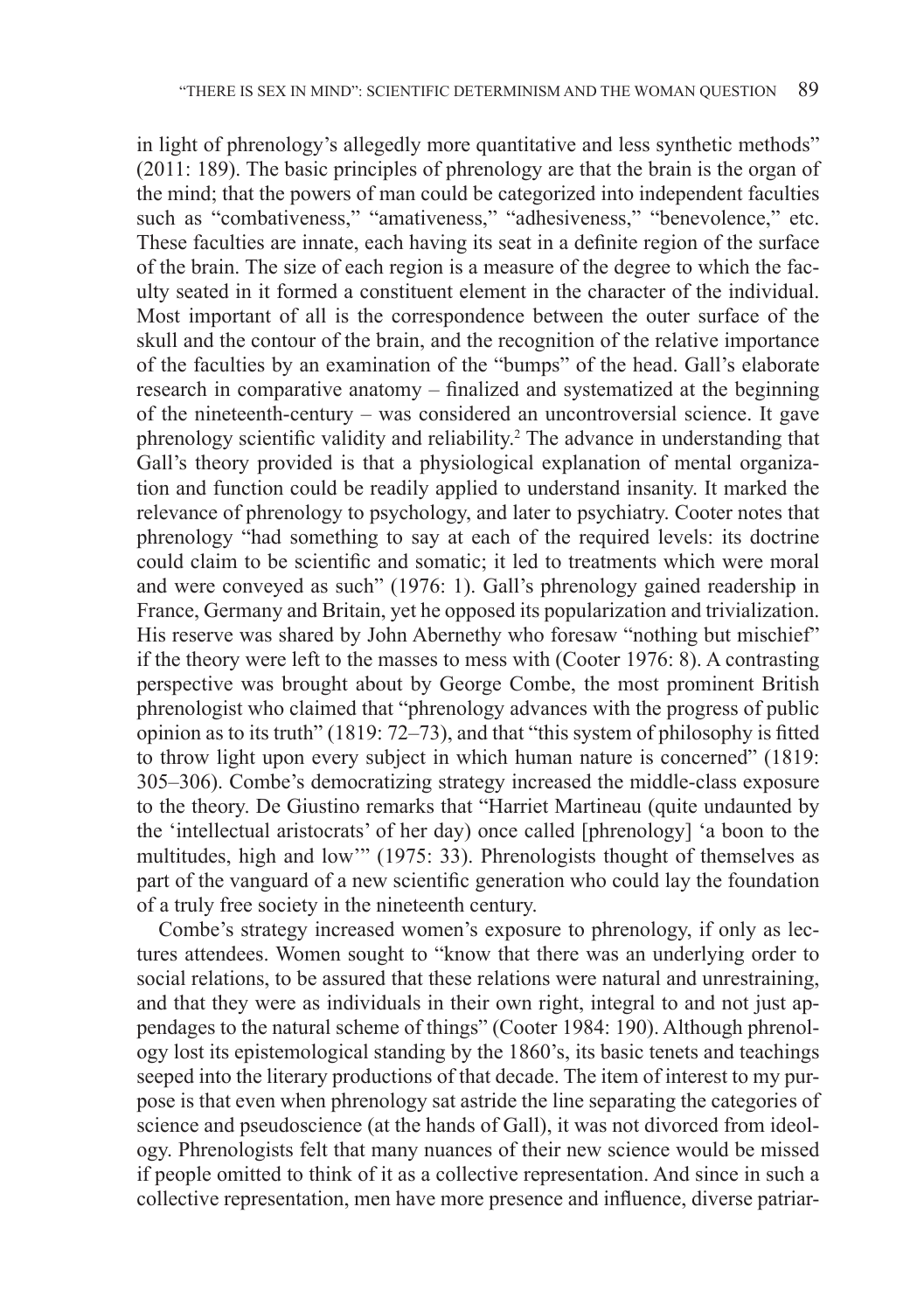in light of phrenology's allegedly more quantitative and less synthetic methods" (2011: 189). The basic principles of phrenology are that the brain is the organ of the mind; that the powers of man could be categorized into independent faculties such as "combativeness," "amativeness," "adhesiveness," "benevolence," etc. These faculties are innate, each having its seat in a definite region of the surface of the brain. The size of each region is a measure of the degree to which the faculty seated in it formed a constituent element in the character of the individual. Most important of all is the correspondence between the outer surface of the skull and the contour of the brain, and the recognition of the relative importance of the faculties by an examination of the "bumps" of the head. Gall's elaborate research in comparative anatomy – finalized and systematized at the beginning of the nineteenth-century – was considered an uncontroversial science. It gave phrenology scientific validity and reliability.[2] The advance in understanding that Gall's theory provided is that a physiological explanation of mental organization and function could be readily applied to understand insanity. It marked the relevance of phrenology to psychology, and later to psychiatry. Cooter notes that phrenology "had something to say at each of the required levels: its doctrine could claim to be scientific and somatic; it led to treatments which were moral and were conveyed as such" (1976: 1). Gall's phrenology gained readership in France, Germany and Britain, yet he opposed its popularization and trivialization. His reserve was shared by John Abernethy who foresaw "nothing but mischief" if the theory were left to the masses to mess with (Cooter 1976: 8). A contrasting perspective was brought about by George Combe, the most prominent British phrenologist who claimed that "phrenology advances with the progress of public opinion as to its truth" (1819: 72–73), and that "this system of philosophy is fitted to throw light upon every subject in which human nature is concerned" (1819: 305–306). Combe's democratizing strategy increased the middle-class exposure to the theory. De Giustino remarks that "Harriet Martineau (quite undaunted by the 'intellectual aristocrats' of her day) once called [phrenology] 'a boon to the multitudes, high and low'" (1975: 33). Phrenologists thought of themselves as part of the vanguard of a new scientific generation who could lay the foundation of a truly free society in the nineteenth century.

Combe's strategy increased women's exposure to phrenology, if only as lectures attendees. Women sought to "know that there was an underlying order to social relations, to be assured that these relations were natural and unrestraining, and that they were as individuals in their own right, integral to and not just appendages to the natural scheme of things" (Cooter 1984: 190). Although phrenology lost its epistemological standing by the 1860's, its basic tenets and teachings seeped into the literary productions of that decade. The item of interest to my purpose is that even when phrenology sat astride the line separating the categories of science and pseudoscience (at the hands of Gall), it was not divorced from ideology. Phrenologists felt that many nuances of their new science would be missed if people omitted to think of it as a collective representation. And since in such a collective representation, men have more presence and influence, diverse patriar-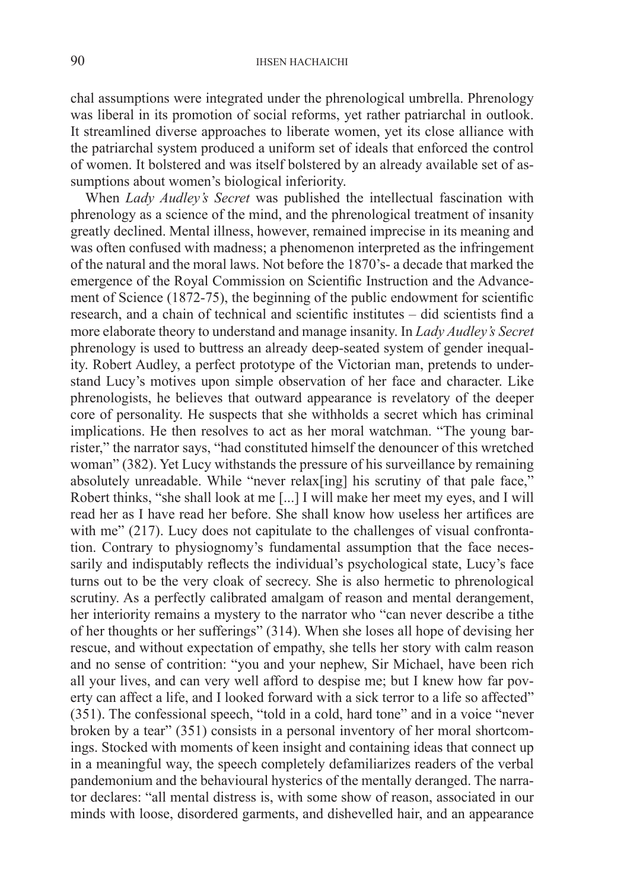chal assumptions were integrated under the phrenological umbrella. Phrenology was liberal in its promotion of social reforms, yet rather patriarchal in outlook. It streamlined diverse approaches to liberate women, yet its close alliance with the patriarchal system produced a uniform set of ideals that enforced the control of women. It bolstered and was itself bolstered by an already available set of assumptions about women's biological inferiority.

When *Lady Audley's Secret* was published the intellectual fascination with phrenology as a science of the mind, and the phrenological treatment of insanity greatly declined. Mental illness, however, remained imprecise in its meaning and was often confused with madness; a phenomenon interpreted as the infringement of the natural and the moral laws. Not before the 1870's- a decade that marked the emergence of the Royal Commission on Scientific Instruction and the Advancement of Science (1872-75), the beginning of the public endowment for scientific research, and a chain of technical and scientific institutes – did scientists find a more elaborate theory to understand and manage insanity. In *Lady Audley's Secret* phrenology is used to buttress an already deep-seated system of gender inequality. Robert Audley, a perfect prototype of the Victorian man, pretends to understand Lucy's motives upon simple observation of her face and character. Like phrenologists, he believes that outward appearance is revelatory of the deeper core of personality. He suspects that she withholds a secret which has criminal implications. He then resolves to act as her moral watchman. "The young barrister," the narrator says, "had constituted himself the denouncer of this wretched woman" (382). Yet Lucy withstands the pressure of his surveillance by remaining absolutely unreadable. While "never relax[ing] his scrutiny of that pale face," Robert thinks, "she shall look at me [...] I will make her meet my eyes, and I will read her as I have read her before. She shall know how useless her artifices are with me" (217). Lucy does not capitulate to the challenges of visual confrontation. Contrary to physiognomy's fundamental assumption that the face necessarily and indisputably reflects the individual's psychological state, Lucy's face turns out to be the very cloak of secrecy. She is also hermetic to phrenological scrutiny. As a perfectly calibrated amalgam of reason and mental derangement, her interiority remains a mystery to the narrator who "can never describe a tithe of her thoughts or her sufferings" (314). When she loses all hope of devising her rescue, and without expectation of empathy, she tells her story with calm reason and no sense of contrition: "you and your nephew, Sir Michael, have been rich all your lives, and can very well afford to despise me; but I knew how far poverty can affect a life, and I looked forward with a sick terror to a life so affected" (351). The confessional speech, "told in a cold, hard tone" and in a voice "never broken by a tear" (351) consists in a personal inventory of her moral shortcomings. Stocked with moments of keen insight and containing ideas that connect up in a meaningful way, the speech completely defamiliarizes readers of the verbal pandemonium and the behavioural hysterics of the mentally deranged. The narrator declares: "all mental distress is, with some show of reason, associated in our minds with loose, disordered garments, and dishevelled hair, and an appearance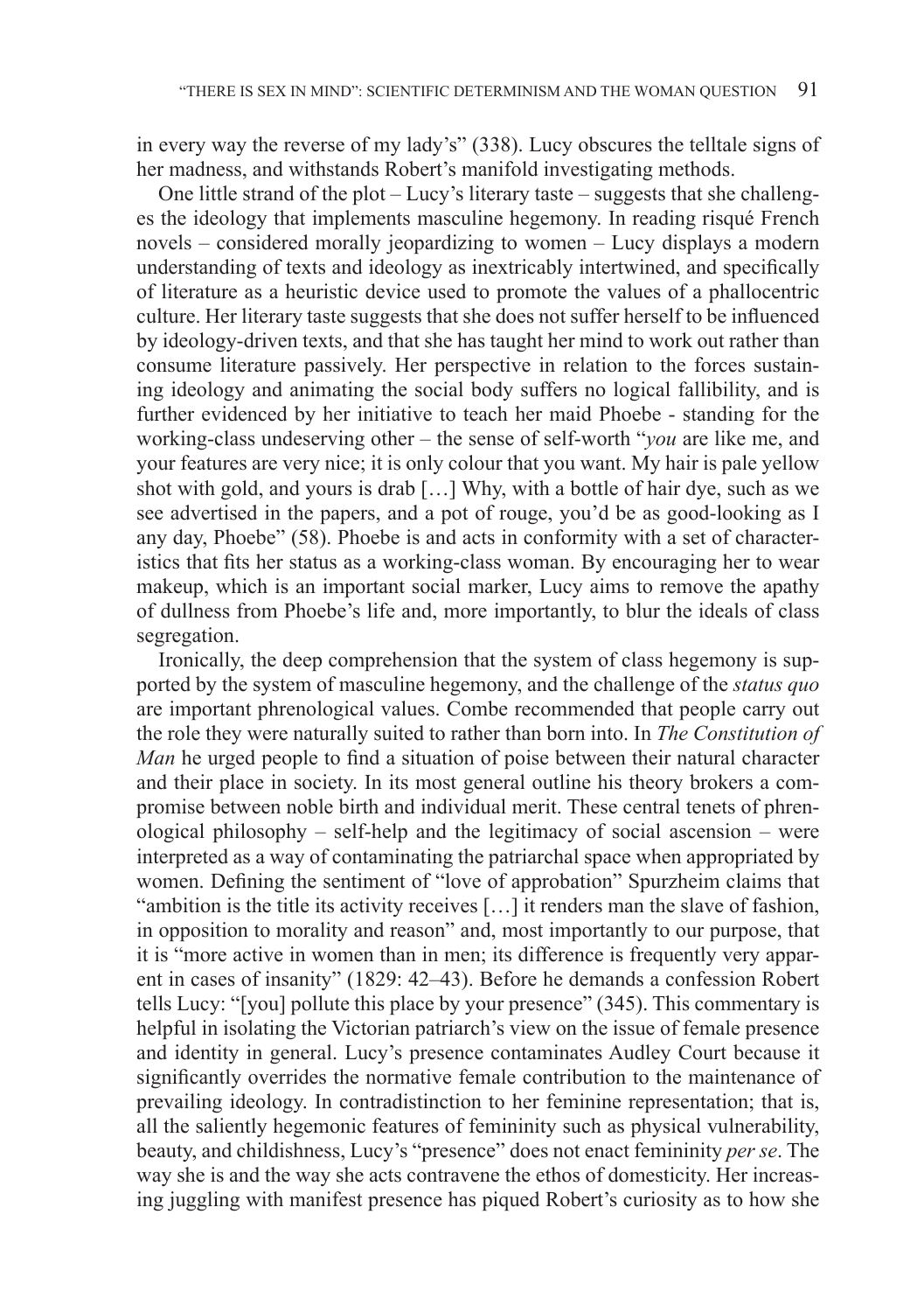in every way the reverse of my lady's" (338). Lucy obscures the telltale signs of her madness, and withstands Robert's manifold investigating methods.

One little strand of the plot – Lucy's literary taste – suggests that she challenges the ideology that implements masculine hegemony. In reading risqué French novels – considered morally jeopardizing to women – Lucy displays a modern understanding of texts and ideology as inextricably intertwined, and specifically of literature as a heuristic device used to promote the values of a phallocentric culture. Her literary taste suggests that she does not suffer herself to be influenced by ideology-driven texts, and that she has taught her mind to work out rather than consume literature passively. Her perspective in relation to the forces sustaining ideology and animating the social body suffers no logical fallibility, and is further evidenced by her initiative to teach her maid Phoebe - standing for the working-class undeserving other – the sense of self-worth "*you* are like me, and your features are very nice; it is only colour that you want. My hair is pale yellow shot with gold, and yours is drab […] Why, with a bottle of hair dye, such as we see advertised in the papers, and a pot of rouge, you'd be as good-looking as I any day, Phoebe" (58). Phoebe is and acts in conformity with a set of characteristics that fits her status as a working-class woman. By encouraging her to wear makeup, which is an important social marker, Lucy aims to remove the apathy of dullness from Phoebe's life and, more importantly, to blur the ideals of class segregation.

Ironically, the deep comprehension that the system of class hegemony is supported by the system of masculine hegemony, and the challenge of the *status quo* are important phrenological values. Combe recommended that people carry out the role they were naturally suited to rather than born into. In *The Constitution of Man* he urged people to find a situation of poise between their natural character and their place in society. In its most general outline his theory brokers a compromise between noble birth and individual merit. These central tenets of phrenological philosophy – self-help and the legitimacy of social ascension – were interpreted as a way of contaminating the patriarchal space when appropriated by women. Defining the sentiment of "love of approbation" Spurzheim claims that "ambition is the title its activity receives […] it renders man the slave of fashion, in opposition to morality and reason" and, most importantly to our purpose, that it is "more active in women than in men; its difference is frequently very apparent in cases of insanity" (1829: 42–43). Before he demands a confession Robert tells Lucy: "[you] pollute this place by your presence" (345). This commentary is helpful in isolating the Victorian patriarch's view on the issue of female presence and identity in general. Lucy's presence contaminates Audley Court because it significantly overrides the normative female contribution to the maintenance of prevailing ideology. In contradistinction to her feminine representation; that is, all the saliently hegemonic features of femininity such as physical vulnerability, beauty, and childishness, Lucy's "presence" does not enact femininity *per se*. The way she is and the way she acts contravene the ethos of domesticity. Her increasing juggling with manifest presence has piqued Robert's curiosity as to how she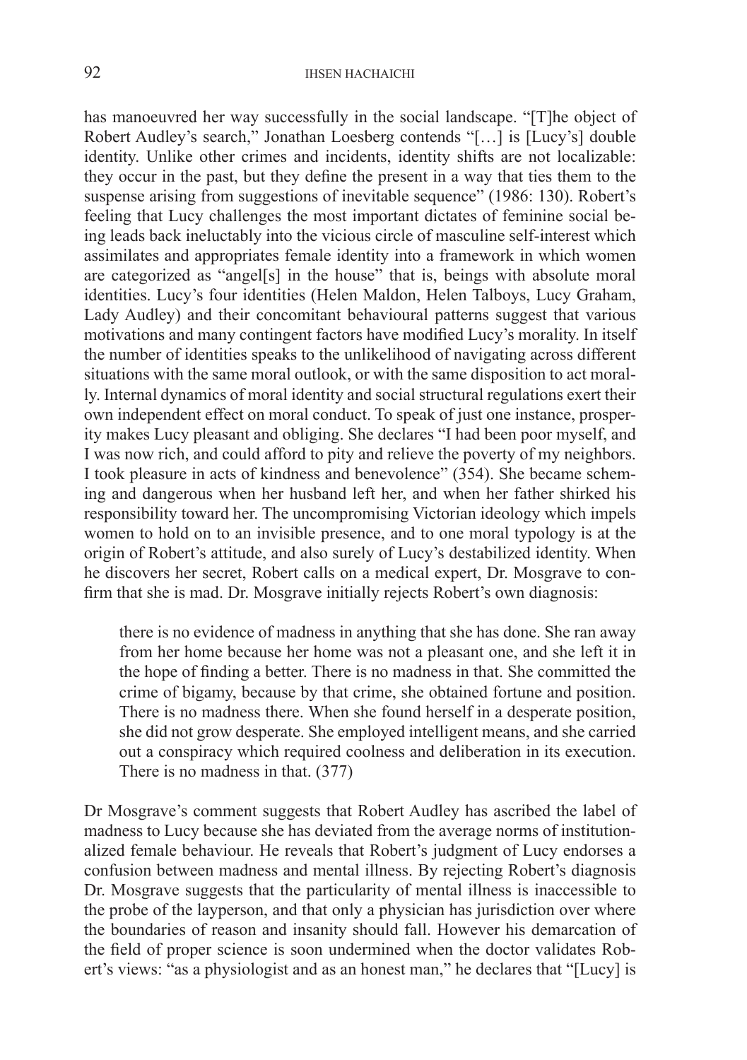has manoeuvred her way successfully in the social landscape. "[T]he object of Robert Audley's search," Jonathan Loesberg contends "[…] is [Lucy's] double identity. Unlike other crimes and incidents, identity shifts are not localizable: they occur in the past, but they define the present in a way that ties them to the suspense arising from suggestions of inevitable sequence" (1986: 130). Robert's feeling that Lucy challenges the most important dictates of feminine social being leads back ineluctably into the vicious circle of masculine self-interest which assimilates and appropriates female identity into a framework in which women are categorized as "angel[s] in the house" that is, beings with absolute moral identities. Lucy's four identities (Helen Maldon, Helen Talboys, Lucy Graham, Lady Audley) and their concomitant behavioural patterns suggest that various motivations and many contingent factors have modified Lucy's morality. In itself the number of identities speaks to the unlikelihood of navigating across different situations with the same moral outlook, or with the same disposition to act morally. Internal dynamics of moral identity and social structural regulations exert their own independent effect on moral conduct. To speak of just one instance, prosperity makes Lucy pleasant and obliging. She declares "I had been poor myself, and I was now rich, and could afford to pity and relieve the poverty of my neighbors. I took pleasure in acts of kindness and benevolence" (354). She became scheming and dangerous when her husband left her, and when her father shirked his responsibility toward her. The uncompromising Victorian ideology which impels women to hold on to an invisible presence, and to one moral typology is at the origin of Robert's attitude, and also surely of Lucy's destabilized identity. When he discovers her secret, Robert calls on a medical expert, Dr. Mosgrave to confirm that she is mad. Dr. Mosgrave initially rejects Robert's own diagnosis:

> there is no evidence of madness in anything that she has done. She ran away from her home because her home was not a pleasant one, and she left it in the hope of finding a better. There is no madness in that. She committed the crime of bigamy, because by that crime, she obtained fortune and position. There is no madness there. When she found herself in a desperate position, she did not grow desperate. She employed intelligent means, and she carried out a conspiracy which required coolness and deliberation in its execution. There is no madness in that. (377)

Dr Mosgrave's comment suggests that Robert Audley has ascribed the label of madness to Lucy because she has deviated from the average norms of institutionalized female behaviour. He reveals that Robert's judgment of Lucy endorses a confusion between madness and mental illness. By rejecting Robert's diagnosis Dr. Mosgrave suggests that the particularity of mental illness is inaccessible to the probe of the layperson, and that only a physician has jurisdiction over where the boundaries of reason and insanity should fall. However his demarcation of the field of proper science is soon undermined when the doctor validates Robert's views: "as a physiologist and as an honest man," he declares that "[Lucy] is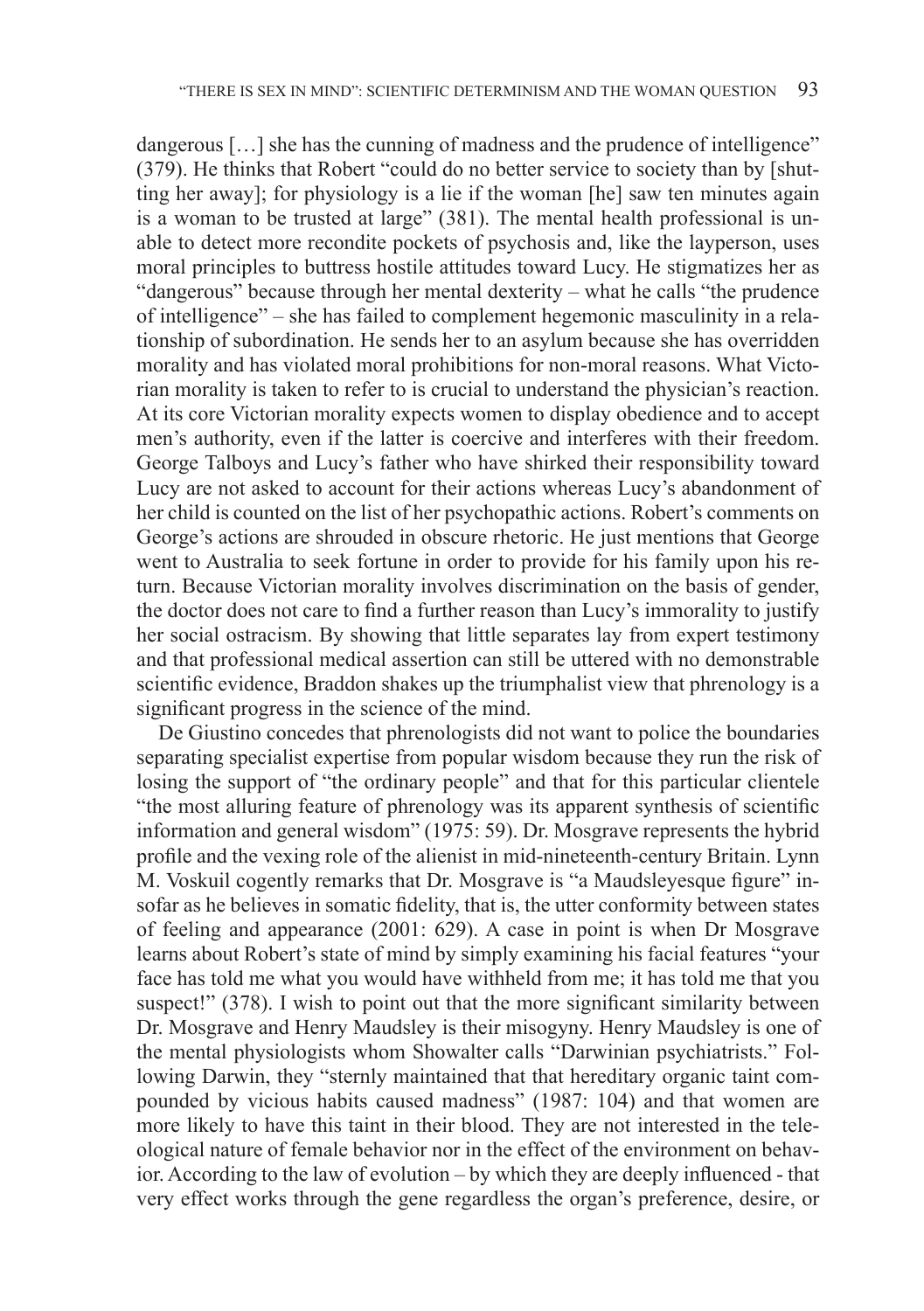dangerous […] she has the cunning of madness and the prudence of intelligence" (379). He thinks that Robert "could do no better service to society than by [shutting her away]; for physiology is a lie if the woman [he] saw ten minutes again is a woman to be trusted at large" (381). The mental health professional is unable to detect more recondite pockets of psychosis and, like the layperson, uses moral principles to buttress hostile attitudes toward Lucy. He stigmatizes her as "dangerous" because through her mental dexterity – what he calls "the prudence of intelligence" – she has failed to complement hegemonic masculinity in a relationship of subordination. He sends her to an asylum because she has overridden morality and has violated moral prohibitions for non-moral reasons. What Victorian morality is taken to refer to is crucial to understand the physician's reaction. At its core Victorian morality expects women to display obedience and to accept men's authority, even if the latter is coercive and interferes with their freedom. George Talboys and Lucy's father who have shirked their responsibility toward Lucy are not asked to account for their actions whereas Lucy's abandonment of her child is counted on the list of her psychopathic actions. Robert's comments on George's actions are shrouded in obscure rhetoric. He just mentions that George went to Australia to seek fortune in order to provide for his family upon his return. Because Victorian morality involves discrimination on the basis of gender, the doctor does not care to find a further reason than Lucy's immorality to justify her social ostracism. By showing that little separates lay from expert testimony and that professional medical assertion can still be uttered with no demonstrable scientific evidence, Braddon shakes up the triumphalist view that phrenology is a significant progress in the science of the mind.

De Giustino concedes that phrenologists did not want to police the boundaries separating specialist expertise from popular wisdom because they run the risk of losing the support of "the ordinary people" and that for this particular clientele "the most alluring feature of phrenology was its apparent synthesis of scientific information and general wisdom" (1975: 59). Dr. Mosgrave represents the hybrid profile and the vexing role of the alienist in mid-nineteenth-century Britain. Lynn M. Voskuil cogently remarks that Dr. Mosgrave is "a Maudsleyesque figure" insofar as he believes in somatic fidelity, that is, the utter conformity between states of feeling and appearance (2001: 629). A case in point is when Dr Mosgrave learns about Robert's state of mind by simply examining his facial features "your face has told me what you would have withheld from me; it has told me that you suspect!" (378). I wish to point out that the more significant similarity between Dr. Mosgrave and Henry Maudsley is their misogyny. Henry Maudsley is one of the mental physiologists whom Showalter calls "Darwinian psychiatrists." Following Darwin, they "sternly maintained that that hereditary organic taint compounded by vicious habits caused madness" (1987: 104) and that women are more likely to have this taint in their blood. They are not interested in the teleological nature of female behavior nor in the effect of the environment on behavior. According to the law of evolution – by which they are deeply influenced - that very effect works through the gene regardless the organ's preference, desire, or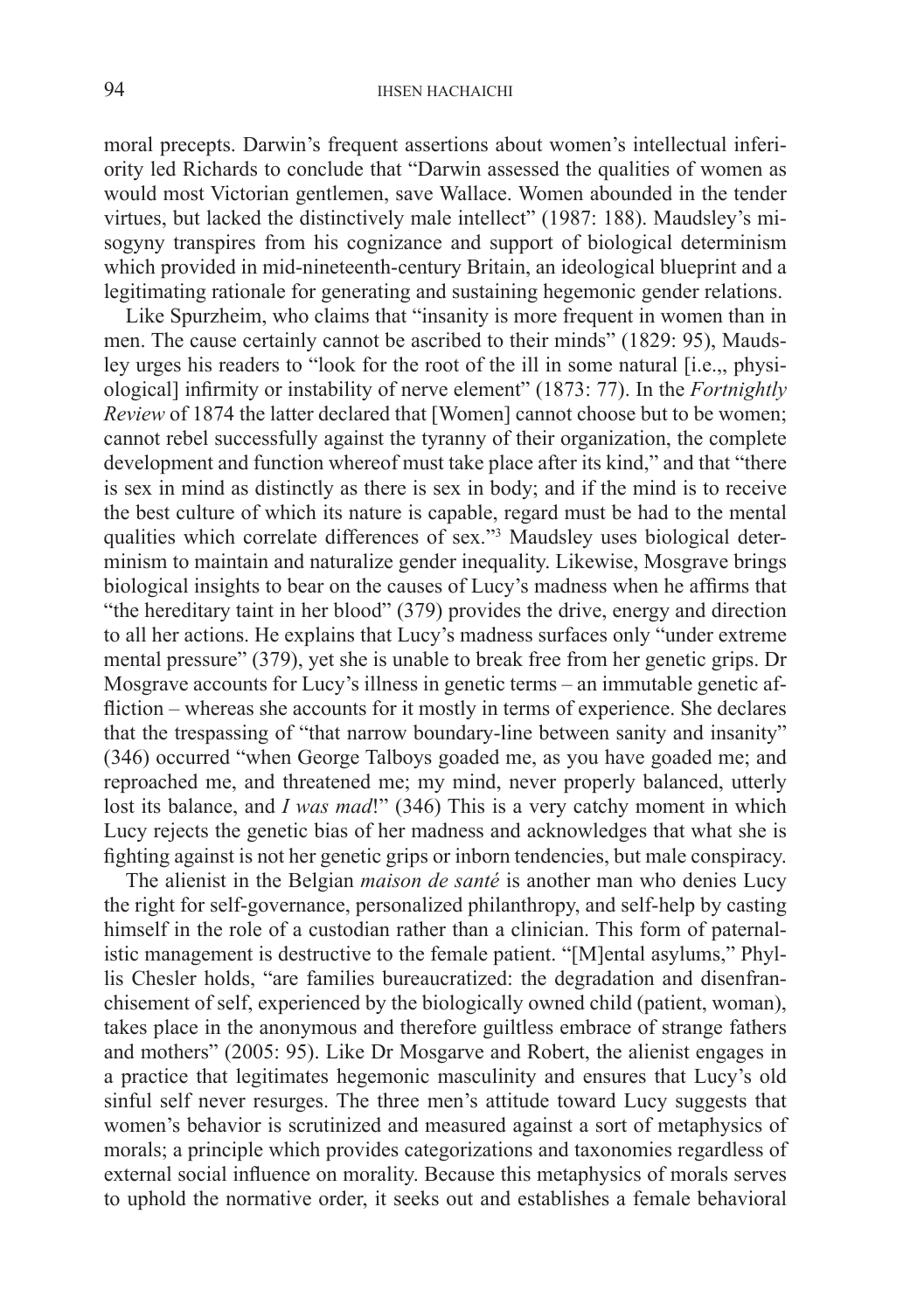moral precepts. Darwin's frequent assertions about women's intellectual inferiority led Richards to conclude that "Darwin assessed the qualities of women as would most Victorian gentlemen, save Wallace. Women abounded in the tender virtues, but lacked the distinctively male intellect" (1987: 188). Maudsley's misogyny transpires from his cognizance and support of biological determinism which provided in mid-nineteenth-century Britain, an ideological blueprint and a legitimating rationale for generating and sustaining hegemonic gender relations.

Like Spurzheim, who claims that "insanity is more frequent in women than in men. The cause certainly cannot be ascribed to their minds" (1829: 95), Maudsley urges his readers to "look for the root of the ill in some natural [i.e.,, physiological] infirmity or instability of nerve element" (1873: 77). In the *Fortnightly Review* of 1874 the latter declared that [Women] cannot choose but to be women; cannot rebel successfully against the tyranny of their organization, the complete development and function whereof must take place after its kind," and that "there is sex in mind as distinctly as there is sex in body; and if the mind is to receive the best culture of which its nature is capable, regard must be had to the mental qualities which correlate differences of sex."[3] Maudsley uses biological determinism to maintain and naturalize gender inequality. Likewise, Mosgrave brings biological insights to bear on the causes of Lucy's madness when he affirms that "the hereditary taint in her blood" (379) provides the drive, energy and direction to all her actions. He explains that Lucy's madness surfaces only "under extreme mental pressure" (379), yet she is unable to break free from her genetic grips. Dr Mosgrave accounts for Lucy's illness in genetic terms – an immutable genetic affliction – whereas she accounts for it mostly in terms of experience. She declares that the trespassing of "that narrow boundary-line between sanity and insanity" (346) occurred "when George Talboys goaded me, as you have goaded me; and reproached me, and threatened me; my mind, never properly balanced, utterly lost its balance, and *I was mad*!" (346) This is a very catchy moment in which Lucy rejects the genetic bias of her madness and acknowledges that what she is fighting against is not her genetic grips or inborn tendencies, but male conspiracy.

The alienist in the Belgian *maison de santé* is another man who denies Lucy the right for self-governance, personalized philanthropy, and self-help by casting himself in the role of a custodian rather than a clinician. This form of paternalistic management is destructive to the female patient. "[M]ental asylums," Phyllis Chesler holds, "are families bureaucratized: the degradation and disenfranchisement of self, experienced by the biologically owned child (patient, woman), takes place in the anonymous and therefore guiltless embrace of strange fathers and mothers" (2005: 95). Like Dr Mosgarve and Robert, the alienist engages in a practice that legitimates hegemonic masculinity and ensures that Lucy's old sinful self never resurges. The three men's attitude toward Lucy suggests that women's behavior is scrutinized and measured against a sort of metaphysics of morals; a principle which provides categorizations and taxonomies regardless of external social influence on morality. Because this metaphysics of morals serves to uphold the normative order, it seeks out and establishes a female behavioral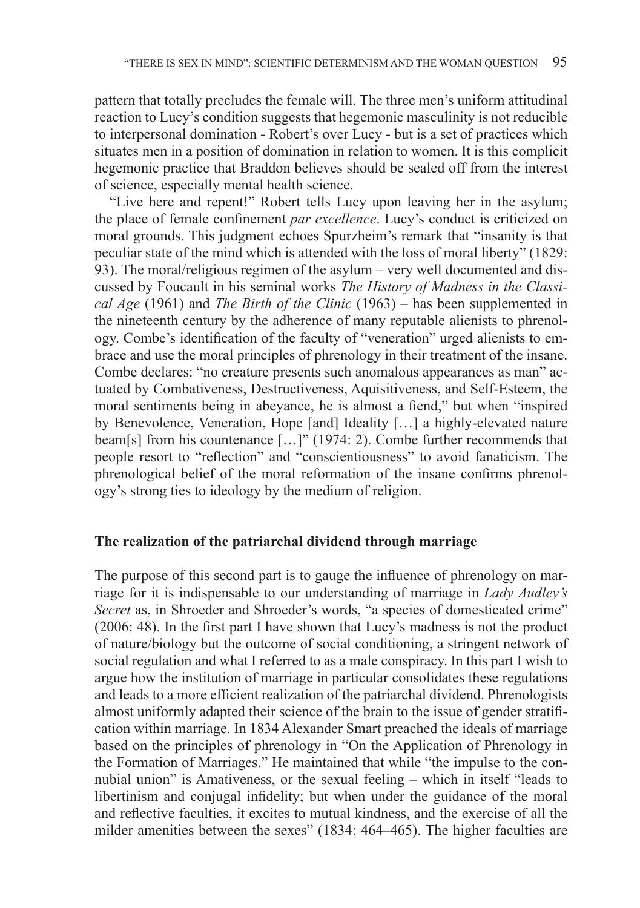pattern that totally precludes the female will. The three men's uniform attitudinal reaction to Lucy's condition suggests that hegemonic masculinity is not reducible to interpersonal domination - Robert's over Lucy - but is a set of practices which situates men in a position of domination in relation to women. It is this complicit hegemonic practice that Braddon believes should be sealed off from the interest of science, especially mental health science.

"Live here and repent!" Robert tells Lucy upon leaving her in the asylum; the place of female confinement *par excellence*. Lucy's conduct is criticized on moral grounds. This judgment echoes Spurzheim's remark that "insanity is that peculiar state of the mind which is attended with the loss of moral liberty" (1829: 93). The moral/religious regimen of the asylum – very well documented and discussed by Foucault in his seminal works *The History of Madness in the Classical Age* (1961) and *The Birth of the Clinic* (1963) – has been supplemented in the nineteenth century by the adherence of many reputable alienists to phrenology. Combe's identification of the faculty of "veneration" urged alienists to embrace and use the moral principles of phrenology in their treatment of the insane. Combe declares: "no creature presents such anomalous appearances as man" actuated by Combativeness, Destructiveness, Aquisitiveness, and Self-Esteem, the moral sentiments being in abeyance, he is almost a fiend," but when "inspired by Benevolence, Veneration, Hope [and] Ideality […] a highly-elevated nature beam[s] from his countenance […]" (1974: 2). Combe further recommends that people resort to "reflection" and "conscientiousness" to avoid fanaticism. The phrenological belief of the moral reformation of the insane confirms phrenology's strong ties to ideology by the medium of religion.

## The realization of the patriarchal dividend through marriage

The purpose of this second part is to gauge the influence of phrenology on marriage for it is indispensable to our understanding of marriage in *Lady Audley's Secret* as, in Shroeder and Shroeder's words, "a species of domesticated crime" (2006: 48). In the first part I have shown that Lucy's madness is not the product of nature/biology but the outcome of social conditioning, a stringent network of social regulation and what I referred to as a male conspiracy. In this part I wish to argue how the institution of marriage in particular consolidates these regulations and leads to a more efficient realization of the patriarchal dividend. Phrenologists almost uniformly adapted their science of the brain to the issue of gender stratification within marriage. In 1834 Alexander Smart preached the ideals of marriage based on the principles of phrenology in "On the Application of Phrenology in the Formation of Marriages." He maintained that while "the impulse to the connubial union" is Amativeness, or the sexual feeling – which in itself "leads to libertinism and conjugal infidelity; but when under the guidance of the moral and reflective faculties, it excites to mutual kindness, and the exercise of all the milder amenities between the sexes" (1834: 464–465). The higher faculties are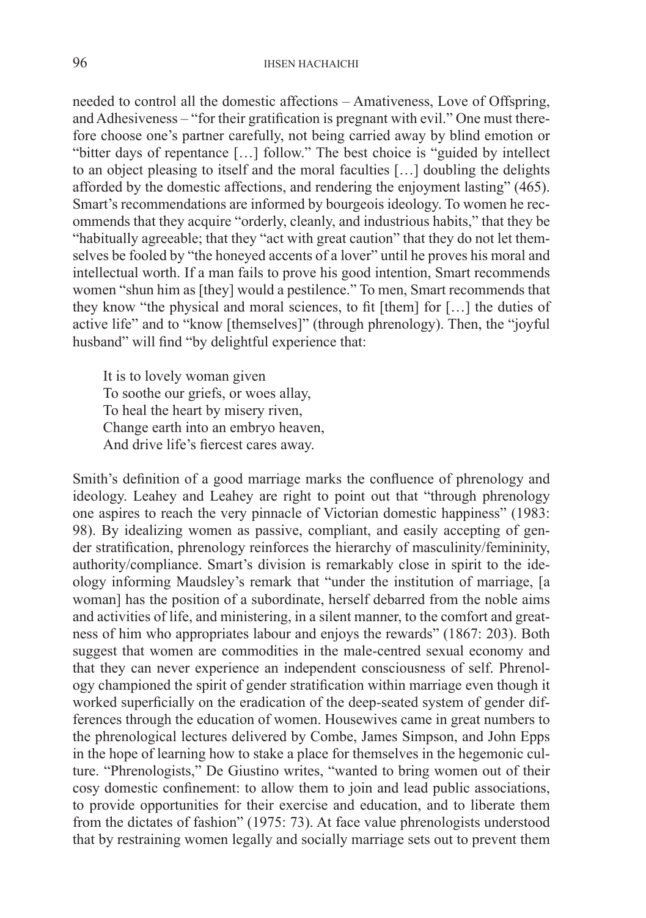needed to control all the domestic affections – Amativeness, Love of Offspring, and Adhesiveness – "for their gratification is pregnant with evil." One must therefore choose one's partner carefully, not being carried away by blind emotion or "bitter days of repentance […] follow." The best choice is "guided by intellect to an object pleasing to itself and the moral faculties […] doubling the delights afforded by the domestic affections, and rendering the enjoyment lasting" (465). Smart's recommendations are informed by bourgeois ideology. To women he recommends that they acquire "orderly, cleanly, and industrious habits," that they be "habitually agreeable; that they "act with great caution" that they do not let themselves be fooled by "the honeyed accents of a lover" until he proves his moral and intellectual worth. If a man fails to prove his good intention, Smart recommends women "shun him as [they] would a pestilence." To men, Smart recommends that they know "the physical and moral sciences, to fit [them] for […] the duties of active life" and to "know [themselves]" (through phrenology). Then, the "joyful husband" will find "by delightful experience that:

> It is to lovely woman given
> To soothe our griefs, or woes allay,
> To heal the heart by misery riven,
> Change earth into an embryo heaven,
> And drive life's fiercest cares away.

Smith's definition of a good marriage marks the confluence of phrenology and ideology. Leahey and Leahey are right to point out that "through phrenology one aspires to reach the very pinnacle of Victorian domestic happiness" (1983: 98). By idealizing women as passive, compliant, and easily accepting of gender stratification, phrenology reinforces the hierarchy of masculinity/femininity, authority/compliance. Smart's division is remarkably close in spirit to the ideology informing Maudsley's remark that "under the institution of marriage, [a woman] has the position of a subordinate, herself debarred from the noble aims and activities of life, and ministering, in a silent manner, to the comfort and greatness of him who appropriates labour and enjoys the rewards" (1867: 203). Both suggest that women are commodities in the male-centred sexual economy and that they can never experience an independent consciousness of self. Phrenology championed the spirit of gender stratification within marriage even though it worked superficially on the eradication of the deep-seated system of gender differences through the education of women. Housewives came in great numbers to the phrenological lectures delivered by Combe, James Simpson, and John Epps in the hope of learning how to stake a place for themselves in the hegemonic culture. "Phrenologists," De Giustino writes, "wanted to bring women out of their cosy domestic confinement: to allow them to join and lead public associations, to provide opportunities for their exercise and education, and to liberate them from the dictates of fashion" (1975: 73). At face value phrenologists understood that by restraining women legally and socially marriage sets out to prevent them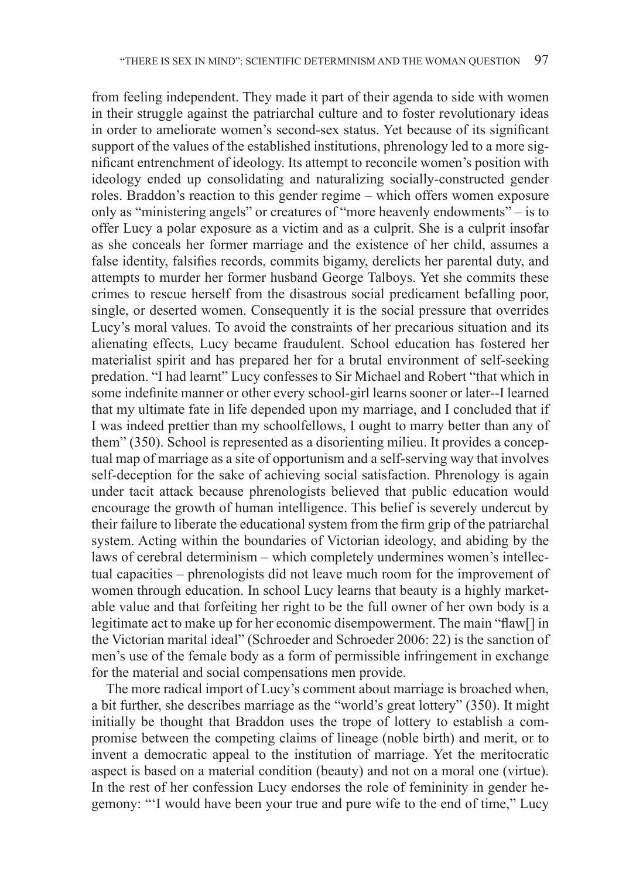from feeling independent. They made it part of their agenda to side with women in their struggle against the patriarchal culture and to foster revolutionary ideas in order to ameliorate women's second-sex status. Yet because of its significant support of the values of the established institutions, phrenology led to a more significant entrenchment of ideology. Its attempt to reconcile women's position with ideology ended up consolidating and naturalizing socially-constructed gender roles. Braddon's reaction to this gender regime – which offers women exposure only as "ministering angels" or creatures of "more heavenly endowments" – is to offer Lucy a polar exposure as a victim and as a culprit. She is a culprit insofar as she conceals her former marriage and the existence of her child, assumes a false identity, falsifies records, commits bigamy, derelicts her parental duty, and attempts to murder her former husband George Talboys. Yet she commits these crimes to rescue herself from the disastrous social predicament befalling poor, single, or deserted women. Consequently it is the social pressure that overrides Lucy's moral values. To avoid the constraints of her precarious situation and its alienating effects, Lucy became fraudulent. School education has fostered her materialist spirit and has prepared her for a brutal environment of self-seeking predation. "I had learnt" Lucy confesses to Sir Michael and Robert "that which in some indefinite manner or other every school-girl learns sooner or later--I learned that my ultimate fate in life depended upon my marriage, and I concluded that if I was indeed prettier than my schoolfellows, I ought to marry better than any of them" (350). School is represented as a disorienting milieu. It provides a conceptual map of marriage as a site of opportunism and a self-serving way that involves self-deception for the sake of achieving social satisfaction. Phrenology is again under tacit attack because phrenologists believed that public education would encourage the growth of human intelligence. This belief is severely undercut by their failure to liberate the educational system from the firm grip of the patriarchal system. Acting within the boundaries of Victorian ideology, and abiding by the laws of cerebral determinism – which completely undermines women's intellectual capacities – phrenologists did not leave much room for the improvement of women through education. In school Lucy learns that beauty is a highly marketable value and that forfeiting her right to be the full owner of her own body is a legitimate act to make up for her economic disempowerment. The main "flaw[] in the Victorian marital ideal" (Schroeder and Schroeder 2006: 22) is the sanction of men's use of the female body as a form of permissible infringement in exchange for the material and social compensations men provide.

The more radical import of Lucy's comment about marriage is broached when, a bit further, she describes marriage as the "world's great lottery" (350). It might initially be thought that Braddon uses the trope of lottery to establish a compromise between the competing claims of lineage (noble birth) and merit, or to invent a democratic appeal to the institution of marriage. Yet the meritocratic aspect is based on a material condition (beauty) and not on a moral one (virtue). In the rest of her confession Lucy endorses the role of femininity in gender hegemony: "'I would have been your true and pure wife to the end of time," Lucy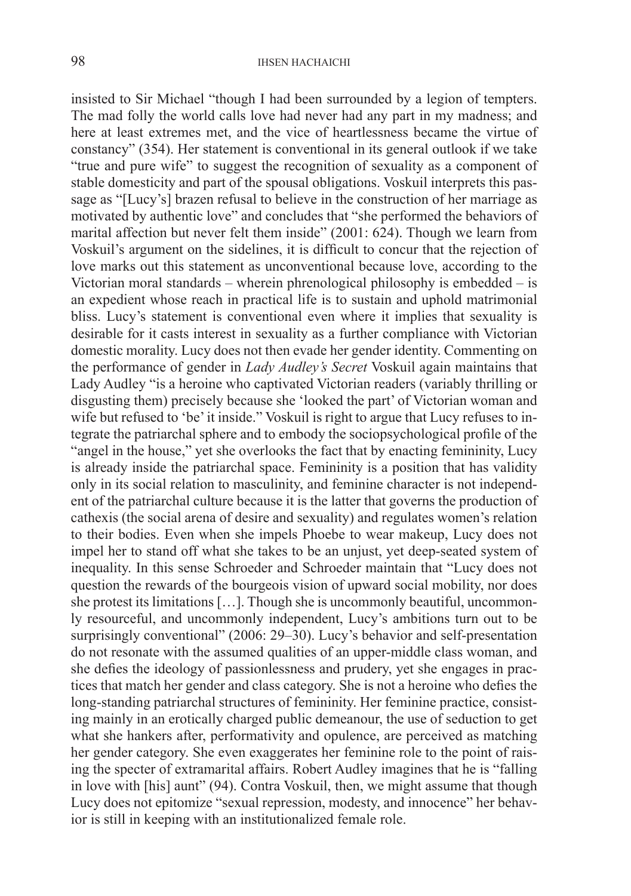insisted to Sir Michael "though I had been surrounded by a legion of tempters. The mad folly the world calls love had never had any part in my madness; and here at least extremes met, and the vice of heartlessness became the virtue of constancy" (354). Her statement is conventional in its general outlook if we take "true and pure wife" to suggest the recognition of sexuality as a component of stable domesticity and part of the spousal obligations. Voskuil interprets this passage as "[Lucy's] brazen refusal to believe in the construction of her marriage as motivated by authentic love" and concludes that "she performed the behaviors of marital affection but never felt them inside" (2001: 624). Though we learn from Voskuil's argument on the sidelines, it is difficult to concur that the rejection of love marks out this statement as unconventional because love, according to the Victorian moral standards – wherein phrenological philosophy is embedded – is an expedient whose reach in practical life is to sustain and uphold matrimonial bliss. Lucy's statement is conventional even where it implies that sexuality is desirable for it casts interest in sexuality as a further compliance with Victorian domestic morality. Lucy does not then evade her gender identity. Commenting on the performance of gender in *Lady Audley's Secret* Voskuil again maintains that Lady Audley "is a heroine who captivated Victorian readers (variably thrilling or disgusting them) precisely because she 'looked the part' of Victorian woman and wife but refused to 'be' it inside." Voskuil is right to argue that Lucy refuses to integrate the patriarchal sphere and to embody the sociopsychological profile of the "angel in the house," yet she overlooks the fact that by enacting femininity, Lucy is already inside the patriarchal space. Femininity is a position that has validity only in its social relation to masculinity, and feminine character is not independent of the patriarchal culture because it is the latter that governs the production of cathexis (the social arena of desire and sexuality) and regulates women's relation to their bodies. Even when she impels Phoebe to wear makeup, Lucy does not impel her to stand off what she takes to be an unjust, yet deep-seated system of inequality. In this sense Schroeder and Schroeder maintain that "Lucy does not question the rewards of the bourgeois vision of upward social mobility, nor does she protest its limitations […]. Though she is uncommonly beautiful, uncommonly resourceful, and uncommonly independent, Lucy's ambitions turn out to be surprisingly conventional" (2006: 29–30). Lucy's behavior and self-presentation do not resonate with the assumed qualities of an upper-middle class woman, and she defies the ideology of passionlessness and prudery, yet she engages in practices that match her gender and class category. She is not a heroine who defies the long-standing patriarchal structures of femininity. Her feminine practice, consisting mainly in an erotically charged public demeanour, the use of seduction to get what she hankers after, performativity and opulence, are perceived as matching her gender category. She even exaggerates her feminine role to the point of raising the specter of extramarital affairs. Robert Audley imagines that he is "falling in love with [his] aunt" (94). Contra Voskuil, then, we might assume that though Lucy does not epitomize "sexual repression, modesty, and innocence" her behavior is still in keeping with an institutionalized female role.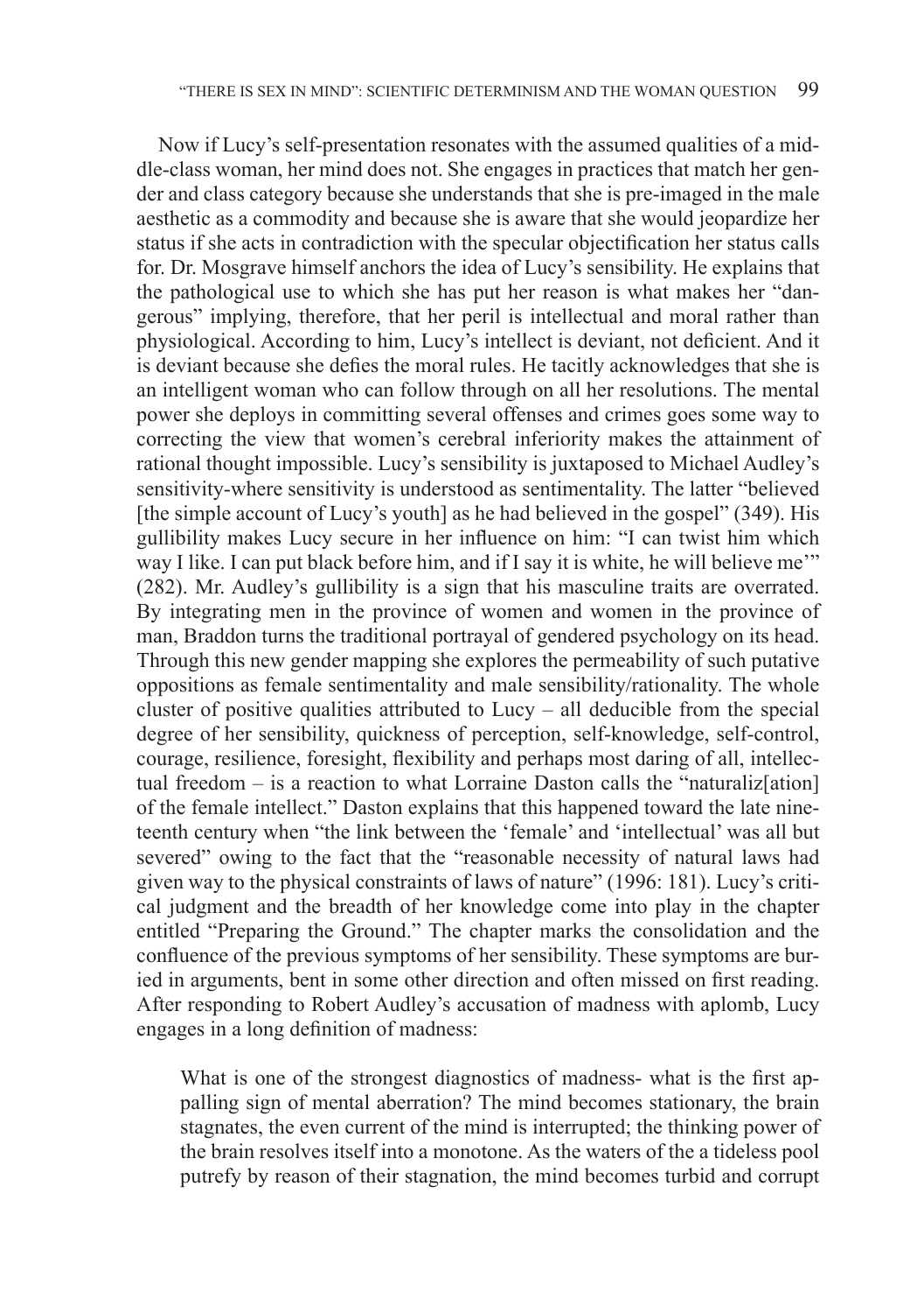Now if Lucy's self-presentation resonates with the assumed qualities of a middle-class woman, her mind does not. She engages in practices that match her gender and class category because she understands that she is pre-imaged in the male aesthetic as a commodity and because she is aware that she would jeopardize her status if she acts in contradiction with the specular objectification her status calls for. Dr. Mosgrave himself anchors the idea of Lucy's sensibility. He explains that the pathological use to which she has put her reason is what makes her "dangerous" implying, therefore, that her peril is intellectual and moral rather than physiological. According to him, Lucy's intellect is deviant, not deficient. And it is deviant because she defies the moral rules. He tacitly acknowledges that she is an intelligent woman who can follow through on all her resolutions. The mental power she deploys in committing several offenses and crimes goes some way to correcting the view that women's cerebral inferiority makes the attainment of rational thought impossible. Lucy's sensibility is juxtaposed to Michael Audley's sensitivity-where sensitivity is understood as sentimentality. The latter "believed [the simple account of Lucy's youth] as he had believed in the gospel" (349). His gullibility makes Lucy secure in her influence on him: "I can twist him which way I like. I can put black before him, and if I say it is white, he will believe me'" (282). Mr. Audley's gullibility is a sign that his masculine traits are overrated. By integrating men in the province of women and women in the province of man, Braddon turns the traditional portrayal of gendered psychology on its head. Through this new gender mapping she explores the permeability of such putative oppositions as female sentimentality and male sensibility/rationality. The whole cluster of positive qualities attributed to Lucy – all deducible from the special degree of her sensibility, quickness of perception, self-knowledge, self-control, courage, resilience, foresight, flexibility and perhaps most daring of all, intellectual freedom – is a reaction to what Lorraine Daston calls the "naturaliz[ation] of the female intellect." Daston explains that this happened toward the late nineteenth century when "the link between the 'female' and 'intellectual' was all but severed" owing to the fact that the "reasonable necessity of natural laws had given way to the physical constraints of laws of nature" (1996: 181). Lucy's critical judgment and the breadth of her knowledge come into play in the chapter entitled "Preparing the Ground." The chapter marks the consolidation and the confluence of the previous symptoms of her sensibility. These symptoms are buried in arguments, bent in some other direction and often missed on first reading. After responding to Robert Audley's accusation of madness with aplomb, Lucy engages in a long definition of madness:

> What is one of the strongest diagnostics of madness- what is the first appalling sign of mental aberration? The mind becomes stationary, the brain stagnates, the even current of the mind is interrupted; the thinking power of the brain resolves itself into a monotone. As the waters of the a tideless pool putrefy by reason of their stagnation, the mind becomes turbid and corrupt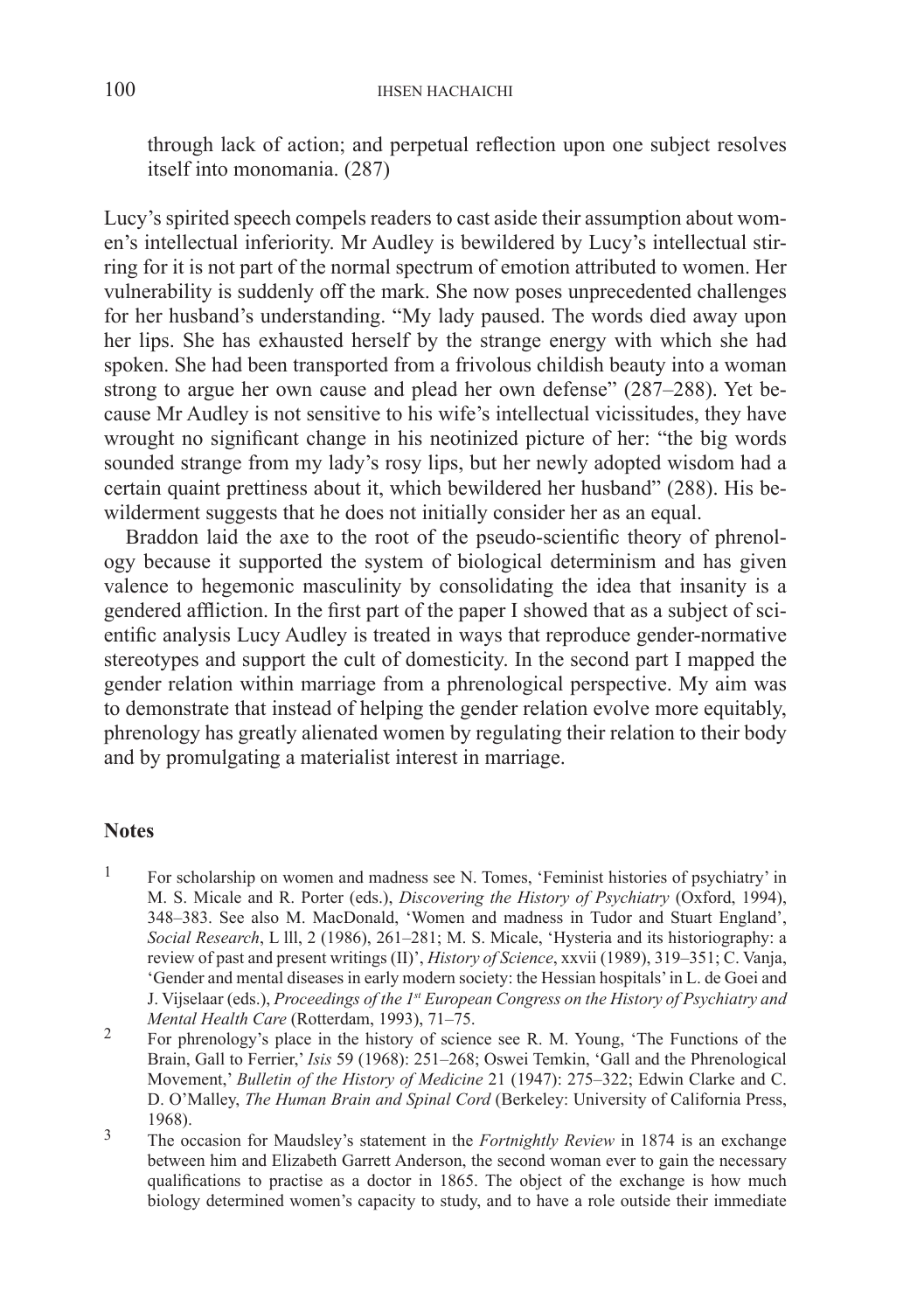through lack of action; and perpetual reflection upon one subject resolves itself into monomania. (287)

Lucy's spirited speech compels readers to cast aside their assumption about women's intellectual inferiority. Mr Audley is bewildered by Lucy's intellectual stirring for it is not part of the normal spectrum of emotion attributed to women. Her vulnerability is suddenly off the mark. She now poses unprecedented challenges for her husband's understanding. "My lady paused. The words died away upon her lips. She has exhausted herself by the strange energy with which she had spoken. She had been transported from a frivolous childish beauty into a woman strong to argue her own cause and plead her own defense" (287–288). Yet because Mr Audley is not sensitive to his wife's intellectual vicissitudes, they have wrought no significant change in his neotinized picture of her: "the big words sounded strange from my lady's rosy lips, but her newly adopted wisdom had a certain quaint prettiness about it, which bewildered her husband" (288). His bewilderment suggests that he does not initially consider her as an equal.

Braddon laid the axe to the root of the pseudo-scientific theory of phrenology because it supported the system of biological determinism and has given valence to hegemonic masculinity by consolidating the idea that insanity is a gendered affliction. In the first part of the paper I showed that as a subject of scientific analysis Lucy Audley is treated in ways that reproduce gender-normative stereotypes and support the cult of domesticity. In the second part I mapped the gender relation within marriage from a phrenological perspective. My aim was to demonstrate that instead of helping the gender relation evolve more equitably, phrenology has greatly alienated women by regulating their relation to their body and by promulgating a materialist interest in marriage.

## Notes

1. For scholarship on women and madness see N. Tomes, 'Feminist histories of psychiatry' in M. S. Micale and R. Porter (eds.), *Discovering the History of Psychiatry* (Oxford, 1994), 348–383. See also M. MacDonald, 'Women and madness in Tudor and Stuart England', *Social Research*, L lll, 2 (1986), 261–281; M. S. Micale, 'Hysteria and its historiography: a review of past and present writings (II)', *History of Science*, xxvii (1989), 319–351; C. Vanja, 'Gender and mental diseases in early modern society: the Hessian hospitals' in L. de Goei and J. Vijselaar (eds.), *Proceedings of the 1st European Congress on the History of Psychiatry and Mental Health Care* (Rotterdam, 1993), 71–75.

2. For phrenology's place in the history of science see R. M. Young, 'The Functions of the Brain, Gall to Ferrier,' *Isis* 59 (1968): 251–268; Oswei Temkin, 'Gall and the Phrenological Movement,' *Bulletin of the History of Medicine* 21 (1947): 275–322; Edwin Clarke and C. D. O'Malley, *The Human Brain and Spinal Cord* (Berkeley: University of California Press, 1968).

3. The occasion for Maudsley's statement in the *Fortnightly Review* in 1874 is an exchange between him and Elizabeth Garrett Anderson, the second woman ever to gain the necessary qualifications to practise as a doctor in 1865. The object of the exchange is how much biology determined women's capacity to study, and to have a role outside their immediate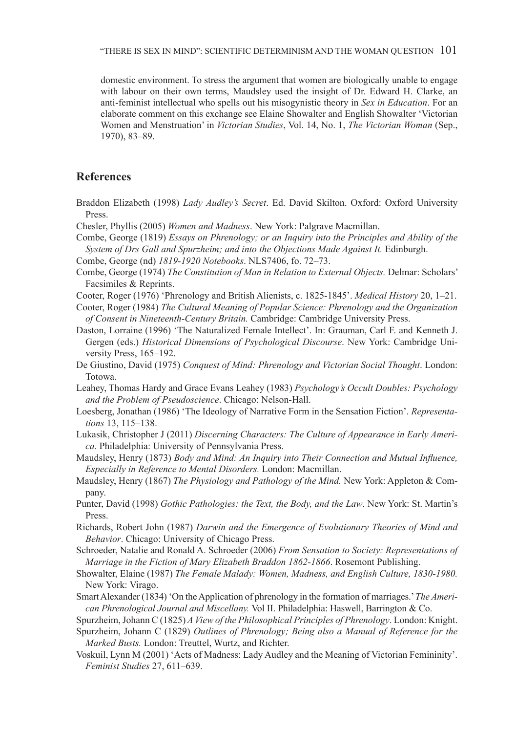domestic environment. To stress the argument that women are biologically unable to engage with labour on their own terms, Maudsley used the insight of Dr. Edward H. Clarke, an anti-feminist intellectual who spells out his misogynistic theory in *Sex in Education*. For an elaborate comment on this exchange see Elaine Showalter and English Showalter 'Victorian Women and Menstruation' in *Victorian Studies*, Vol. 14, No. 1, *The Victorian Woman* (Sep., 1970), 83–89.

## References

Braddon Elizabeth (1998) *Lady Audley's Secret*. Ed. David Skilton. Oxford: Oxford University Press.

Chesler, Phyllis (2005) *Women and Madness*. New York: Palgrave Macmillan.

Combe, George (1819) *Essays on Phrenology; or an Inquiry into the Principles and Ability of the System of Drs Gall and Spurzheim; and into the Objections Made Against It.* Edinburgh.

Combe, George (nd) *1819-1920 Notebooks*. NLS7406, fo. 72–73.

Combe, George (1974) *The Constitution of Man in Relation to External Objects.* Delmar: Scholars' Facsimiles & Reprints.

Cooter, Roger (1976) 'Phrenology and British Alienists, c. 1825-1845'. *Medical History* 20, 1–21.

Cooter, Roger (1984) *The Cultural Meaning of Popular Science: Phrenology and the Organization of Consent in Nineteenth-Century Britain.* Cambridge: Cambridge University Press.

Daston, Lorraine (1996) 'The Naturalized Female Intellect'. In: Grauman, Carl F. and Kenneth J. Gergen (eds.) *Historical Dimensions of Psychological Discourse*. New York: Cambridge University Press, 165–192.

De Giustino, David (1975) *Conquest of Mind: Phrenology and Victorian Social Thought*. London: Totowa.

Leahey, Thomas Hardy and Grace Evans Leahey (1983) *Psychology's Occult Doubles: Psychology and the Problem of Pseudoscience*. Chicago: Nelson-Hall.

Loesberg, Jonathan (1986) 'The Ideology of Narrative Form in the Sensation Fiction'. *Representations* 13, 115–138.

Lukasik, Christopher J (2011) *Discerning Characters: The Culture of Appearance in Early America*. Philadelphia: University of Pennsylvania Press.

Maudsley, Henry (1873) *Body and Mind: An Inquiry into Their Connection and Mutual Influence, Especially in Reference to Mental Disorders.* London: Macmillan.

Maudsley, Henry (1867) *The Physiology and Pathology of the Mind.* New York: Appleton & Company.

Punter, David (1998) *Gothic Pathologies: the Text, the Body, and the Law*. New York: St. Martin's Press.

Richards, Robert John (1987) *Darwin and the Emergence of Evolutionary Theories of Mind and Behavior*. Chicago: University of Chicago Press.

Schroeder, Natalie and Ronald A. Schroeder (2006) *From Sensation to Society: Representations of Marriage in the Fiction of Mary Elizabeth Braddon 1862-1866*. Rosemont Publishing.

Showalter, Elaine (1987) *The Female Malady: Women, Madness, and English Culture, 1830-1980.* New York: Virago.

Smart Alexander (1834) 'On the Application of phrenology in the formation of marriages.' *The American Phrenological Journal and Miscellany.* Vol II. Philadelphia: Haswell, Barrington & Co.

Spurzheim, Johann C (1825) *A View of the Philosophical Principles of Phrenology*. London: Knight.

Spurzheim, Johann C (1829) *Outlines of Phrenology; Being also a Manual of Reference for the Marked Busts.* London: Treuttel, Wurtz, and Richter.

Voskuil, Lynn M (2001) 'Acts of Madness: Lady Audley and the Meaning of Victorian Femininity'. *Feminist Studies* 27, 611–639.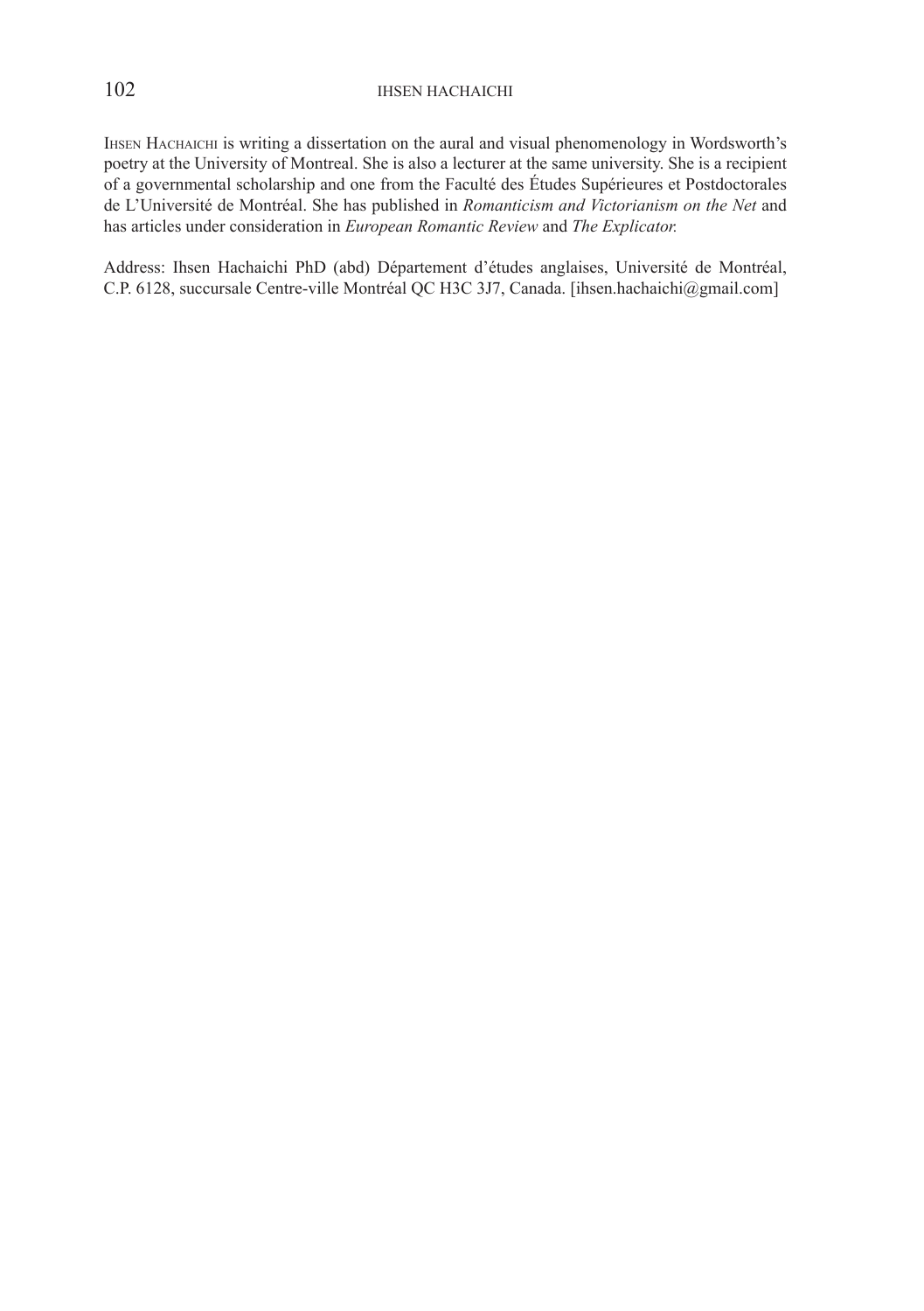Ihsen Hachaichi is writing a dissertation on the aural and visual phenomenology in Wordsworth's poetry at the University of Montreal. She is also a lecturer at the same university. She is a recipient of a governmental scholarship and one from the Faculté des Études Supérieures et Postdoctorales de L'Université de Montréal. She has published in *Romanticism and Victorianism on the Net* and has articles under consideration in *European Romantic Review* and *The Explicator.*

Address: Ihsen Hachaichi PhD (abd) Département d'études anglaises, Université de Montréal, C.P. 6128, succursale Centre-ville Montréal QC H3C 3J7, Canada. [ihsen.hachaichi@gmail.com]